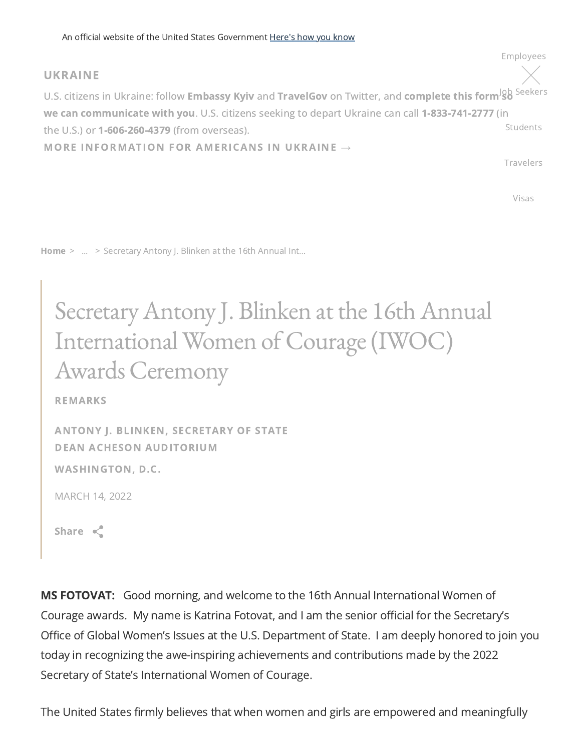An official website of the United States Government Here's how you know

Employees

Job Seekers

Students

Travelers

Visas

**UKRAINE**

U.S. citizens in Ukraine: follow **Embassy Kyiv** and **TravelGov** on Twitter, and **complete this form so we can communicate with you**. U.S. citizens seeking to depart Ukraine can call **1-833-741-2777** (in the U.S.) or **1-606-260-4379** (from overseas).

**MORE INFORMATION FOR AMERICANS IN UKRAINE →**

**Home** > ... > Secretary Antony J. Blinken at the 16th Annual Int...

# Secretary Antony J. Blinken at the 16th Annual International Women of Courage (IWOC) Awards Ceremony

**REMARKS**

**ANTONY J. BLINKEN, SECRETARY OF STATE**
**DEAN ACHESON AUDITORIUM**

**WASHINGTON, D.C.**

MARCH 14, 2022

**Share**

**MS FOTOVAT:** Good morning, and welcome to the 16th Annual International Women of Courage awards. My name is Katrina Fotovat, and I am the senior official for the Secretary's Office of Global Women's Issues at the U.S. Department of State. I am deeply honored to join you today in recognizing the awe-inspiring achievements and contributions made by the 2022 Secretary of State's International Women of Courage.

The United States firmly believes that when women and girls are empowered and meaningfully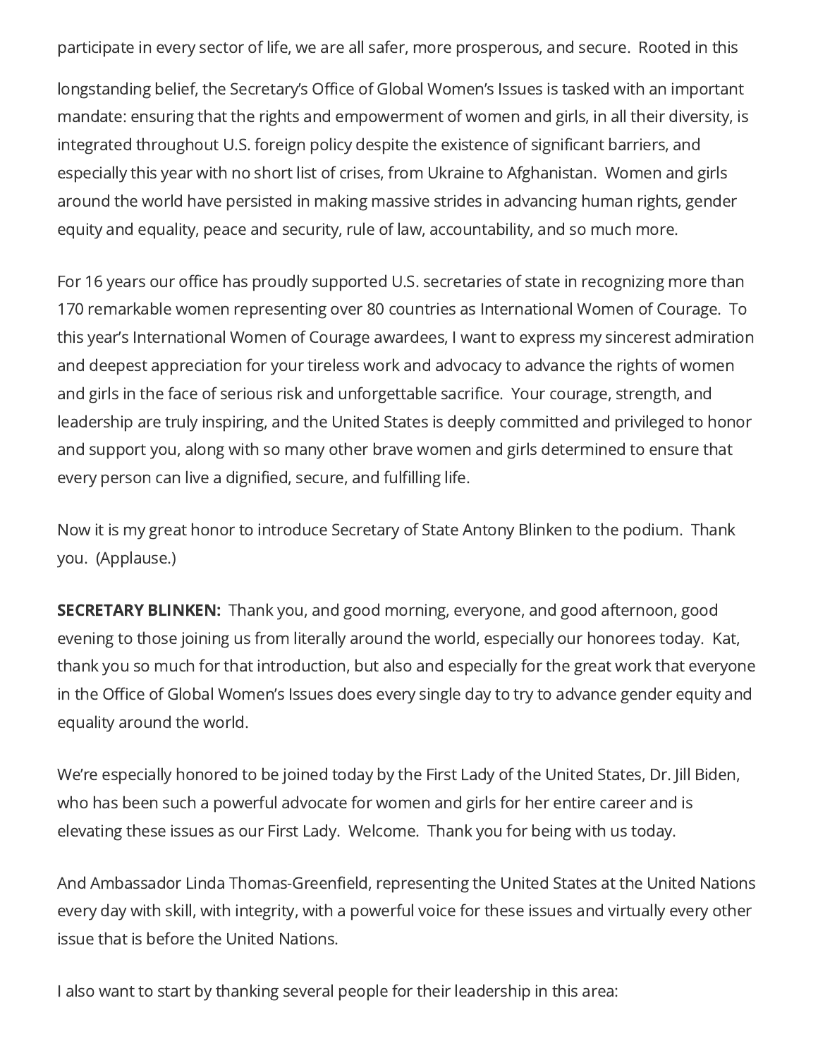participate in every sector of life, we are all safer, more prosperous, and secure. Rooted in this longstanding belief, the Secretary's Office of Global Women's Issues is tasked with an important mandate: ensuring that the rights and empowerment of women and girls, in all their diversity, is integrated throughout U.S. foreign policy despite the existence of significant barriers, and especially this year with no short list of crises, from Ukraine to Afghanistan. Women and girls around the world have persisted in making massive strides in advancing human rights, gender equity and equality, peace and security, rule of law, accountability, and so much more.

For 16 years our office has proudly supported U.S. secretaries of state in recognizing more than 170 remarkable women representing over 80 countries as International Women of Courage. To this year's International Women of Courage awardees, I want to express my sincerest admiration and deepest appreciation for your tireless work and advocacy to advance the rights of women and girls in the face of serious risk and unforgettable sacrifice. Your courage, strength, and leadership are truly inspiring, and the United States is deeply committed and privileged to honor and support you, along with so many other brave women and girls determined to ensure that every person can live a dignified, secure, and fulfilling life.

Now it is my great honor to introduce Secretary of State Antony Blinken to the podium. Thank you. (Applause.)

**SECRETARY BLINKEN:** Thank you, and good morning, everyone, and good afternoon, good evening to those joining us from literally around the world, especially our honorees today. Kat, thank you so much for that introduction, but also and especially for the great work that everyone in the Office of Global Women's Issues does every single day to try to advance gender equity and equality around the world.

We're especially honored to be joined today by the First Lady of the United States, Dr. Jill Biden, who has been such a powerful advocate for women and girls for her entire career and is elevating these issues as our First Lady. Welcome. Thank you for being with us today.

And Ambassador Linda Thomas-Greenfield, representing the United States at the United Nations every day with skill, with integrity, with a powerful voice for these issues and virtually every other issue that is before the United Nations.

I also want to start by thanking several people for their leadership in this area: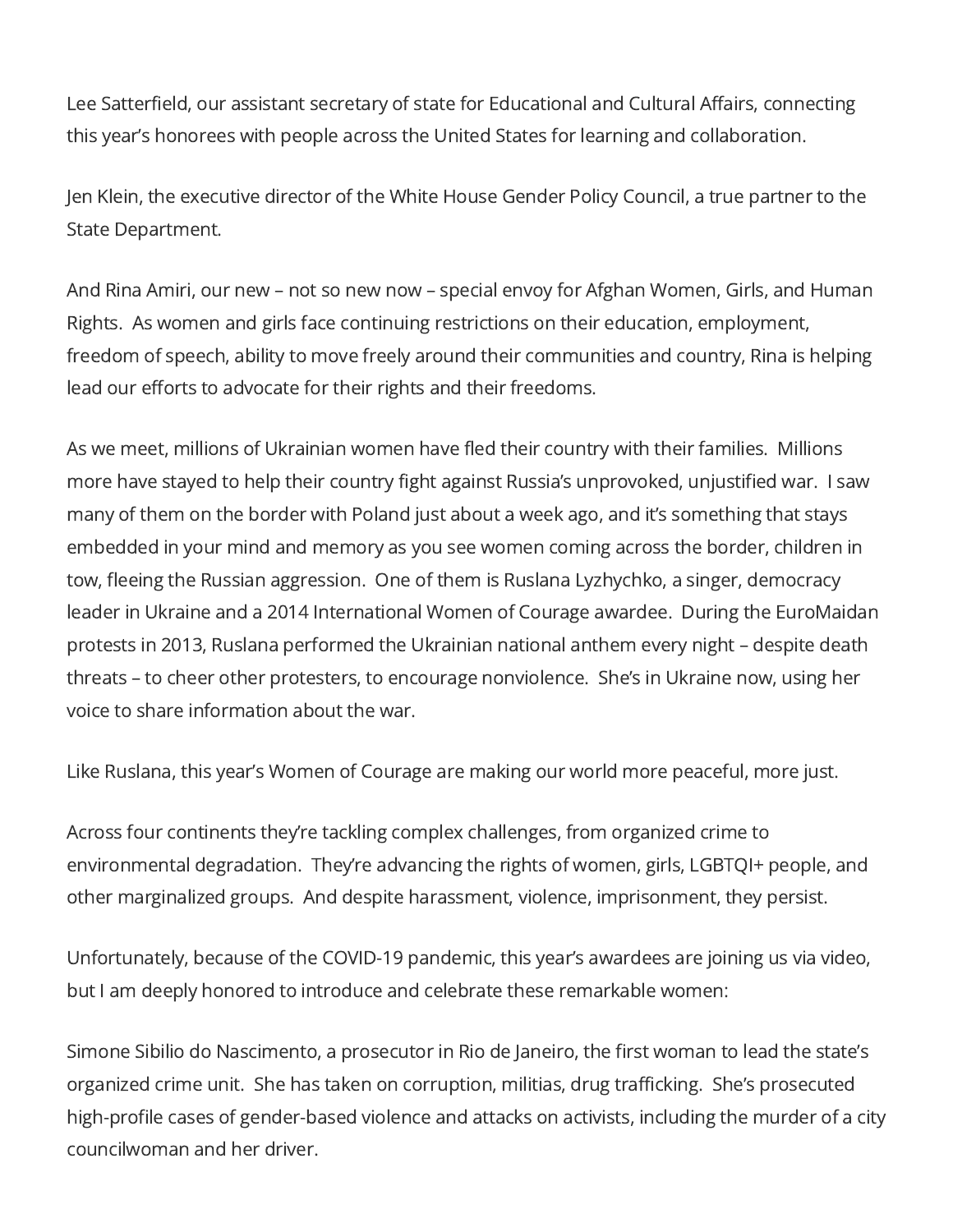Lee Satterfield, our assistant secretary of state for Educational and Cultural Affairs, connecting this year's honorees with people across the United States for learning and collaboration.

Jen Klein, the executive director of the White House Gender Policy Council, a true partner to the State Department.

And Rina Amiri, our new – not so new now – special envoy for Afghan Women, Girls, and Human Rights. As women and girls face continuing restrictions on their education, employment, freedom of speech, ability to move freely around their communities and country, Rina is helping lead our efforts to advocate for their rights and their freedoms.

As we meet, millions of Ukrainian women have fled their country with their families. Millions more have stayed to help their country fight against Russia's unprovoked, unjustified war. I saw many of them on the border with Poland just about a week ago, and it's something that stays embedded in your mind and memory as you see women coming across the border, children in tow, fleeing the Russian aggression. One of them is Ruslana Lyzhychko, a singer, democracy leader in Ukraine and a 2014 International Women of Courage awardee. During the EuroMaidan protests in 2013, Ruslana performed the Ukrainian national anthem every night – despite death threats – to cheer other protesters, to encourage nonviolence. She's in Ukraine now, using her voice to share information about the war.

Like Ruslana, this year's Women of Courage are making our world more peaceful, more just.

Across four continents they're tackling complex challenges, from organized crime to environmental degradation. They're advancing the rights of women, girls, LGBTQI+ people, and other marginalized groups. And despite harassment, violence, imprisonment, they persist.

Unfortunately, because of the COVID-19 pandemic, this year's awardees are joining us via video, but I am deeply honored to introduce and celebrate these remarkable women:

Simone Sibilio do Nascimento, a prosecutor in Rio de Janeiro, the first woman to lead the state's organized crime unit. She has taken on corruption, militias, drug trafficking. She's prosecuted high-profile cases of gender-based violence and attacks on activists, including the murder of a city councilwoman and her driver.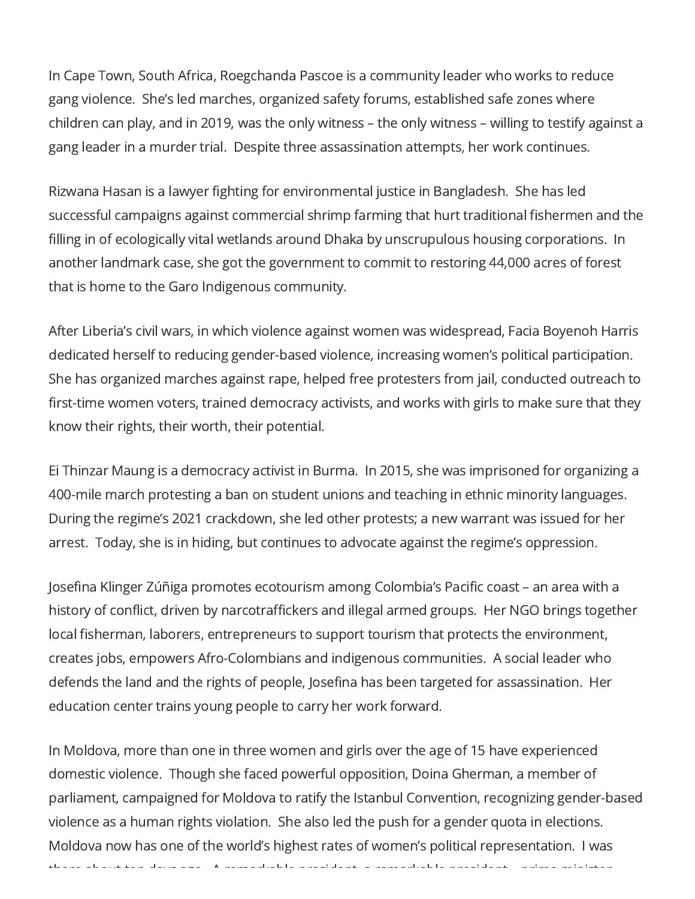In Cape Town, South Africa, Roegchanda Pascoe is a community leader who works to reduce gang violence. She's led marches, organized safety forums, established safe zones where children can play, and in 2019, was the only witness – the only witness – willing to testify against a gang leader in a murder trial. Despite three assassination attempts, her work continues.

Rizwana Hasan is a lawyer fighting for environmental justice in Bangladesh. She has led successful campaigns against commercial shrimp farming that hurt traditional fishermen and the filling in of ecologically vital wetlands around Dhaka by unscrupulous housing corporations. In another landmark case, she got the government to commit to restoring 44,000 acres of forest that is home to the Garo Indigenous community.

After Liberia's civil wars, in which violence against women was widespread, Facia Boyenoh Harris dedicated herself to reducing gender-based violence, increasing women's political participation. She has organized marches against rape, helped free protesters from jail, conducted outreach to first-time women voters, trained democracy activists, and works with girls to make sure that they know their rights, their worth, their potential.

Ei Thinzar Maung is a democracy activist in Burma. In 2015, she was imprisoned for organizing a 400-mile march protesting a ban on student unions and teaching in ethnic minority languages. During the regime's 2021 crackdown, she led other protests; a new warrant was issued for her arrest. Today, she is in hiding, but continues to advocate against the regime's oppression.

Josefina Klinger Zúñiga promotes ecotourism among Colombia's Pacific coast – an area with a history of conflict, driven by narcotraffickers and illegal armed groups. Her NGO brings together local fisherman, laborers, entrepreneurs to support tourism that protects the environment, creates jobs, empowers Afro-Colombians and indigenous communities. A social leader who defends the land and the rights of people, Josefina has been targeted for assassination. Her education center trains young people to carry her work forward.

In Moldova, more than one in three women and girls over the age of 15 have experienced domestic violence. Though she faced powerful opposition, Doina Gherman, a member of parliament, campaigned for Moldova to ratify the Istanbul Convention, recognizing gender-based violence as a human rights violation. She also led the push for a gender quota in elections. Moldova now has one of the world's highest rates of women's political representation. I was there about ten days ago. A remarkable president, a remarkable president – prime minister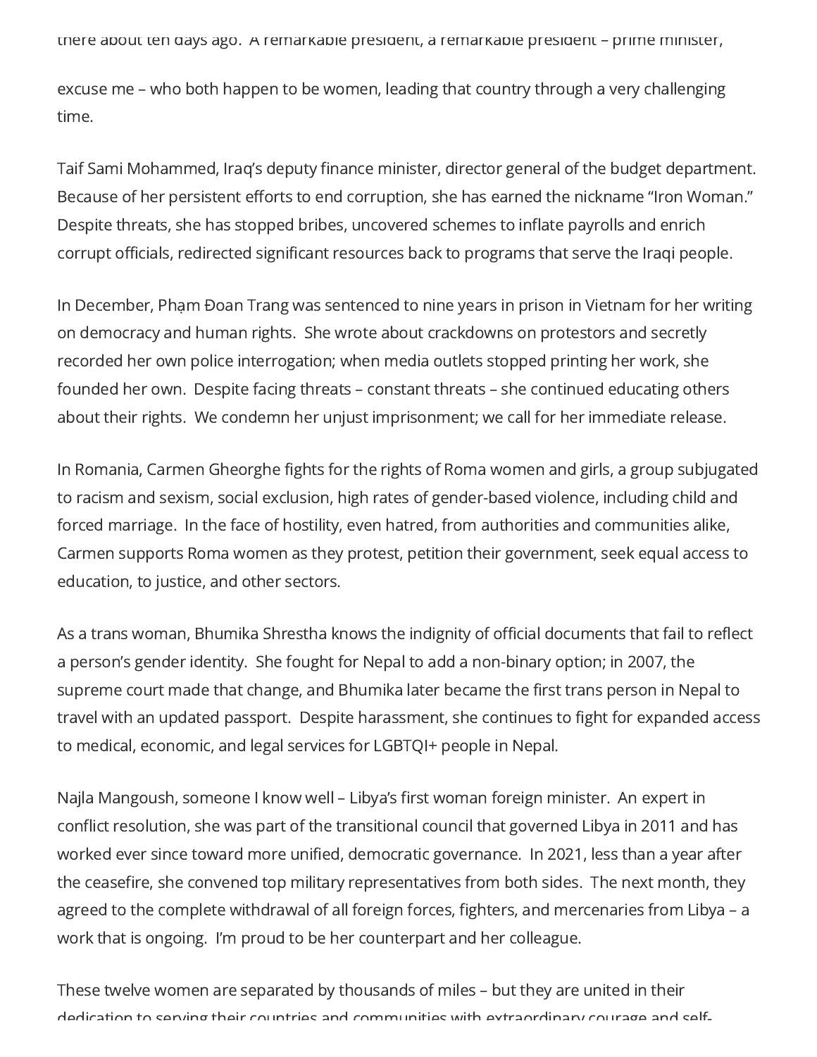there about ten days ago. A remarkable president, a remarkable president – prime minister, excuse me – who both happen to be women, leading that country through a very challenging time.

Taif Sami Mohammed, Iraq's deputy finance minister, director general of the budget department. Because of her persistent efforts to end corruption, she has earned the nickname "Iron Woman." Despite threats, she has stopped bribes, uncovered schemes to inflate payrolls and enrich corrupt officials, redirected significant resources back to programs that serve the Iraqi people.

In December, Phạm Đoan Trang was sentenced to nine years in prison in Vietnam for her writing on democracy and human rights. She wrote about crackdowns on protestors and secretly recorded her own police interrogation; when media outlets stopped printing her work, she founded her own. Despite facing threats – constant threats – she continued educating others about their rights. We condemn her unjust imprisonment; we call for her immediate release.

In Romania, Carmen Gheorghe fights for the rights of Roma women and girls, a group subjugated to racism and sexism, social exclusion, high rates of gender-based violence, including child and forced marriage. In the face of hostility, even hatred, from authorities and communities alike, Carmen supports Roma women as they protest, petition their government, seek equal access to education, to justice, and other sectors.

As a trans woman, Bhumika Shrestha knows the indignity of official documents that fail to reflect a person's gender identity. She fought for Nepal to add a non-binary option; in 2007, the supreme court made that change, and Bhumika later became the first trans person in Nepal to travel with an updated passport. Despite harassment, she continues to fight for expanded access to medical, economic, and legal services for LGBTQI+ people in Nepal.

Najla Mangoush, someone I know well – Libya's first woman foreign minister. An expert in conflict resolution, she was part of the transitional council that governed Libya in 2011 and has worked ever since toward more unified, democratic governance. In 2021, less than a year after the ceasefire, she convened top military representatives from both sides. The next month, they agreed to the complete withdrawal of all foreign forces, fighters, and mercenaries from Libya – a work that is ongoing. I'm proud to be her counterpart and her colleague.

These twelve women are separated by thousands of miles – but they are united in their dedication to serving their countries and communities with extraordinary courage and self-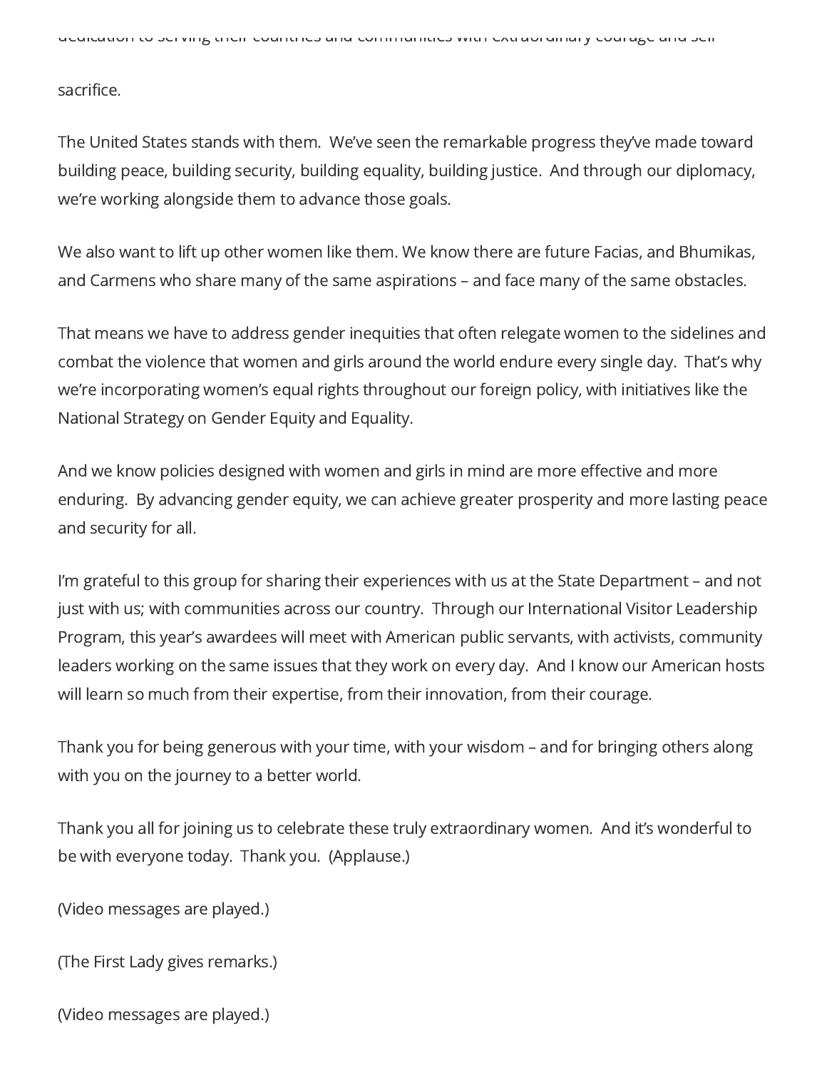dedication to serving their countries and communities with extraordinary courage and self-sacrifice.

The United States stands with them. We've seen the remarkable progress they've made toward building peace, building security, building equality, building justice. And through our diplomacy, we're working alongside them to advance those goals.

We also want to lift up other women like them. We know there are future Facias, and Bhumikas, and Carmens who share many of the same aspirations – and face many of the same obstacles.

That means we have to address gender inequities that often relegate women to the sidelines and combat the violence that women and girls around the world endure every single day. That's why we're incorporating women's equal rights throughout our foreign policy, with initiatives like the National Strategy on Gender Equity and Equality.

And we know policies designed with women and girls in mind are more effective and more enduring. By advancing gender equity, we can achieve greater prosperity and more lasting peace and security for all.

I'm grateful to this group for sharing their experiences with us at the State Department – and not just with us; with communities across our country. Through our International Visitor Leadership Program, this year's awardees will meet with American public servants, with activists, community leaders working on the same issues that they work on every day. And I know our American hosts will learn so much from their expertise, from their innovation, from their courage.

Thank you for being generous with your time, with your wisdom – and for bringing others along with you on the journey to a better world.

Thank you all for joining us to celebrate these truly extraordinary women. And it's wonderful to be with everyone today. Thank you. (Applause.)

(Video messages are played.)

(The First Lady gives remarks.)

(Video messages are played.)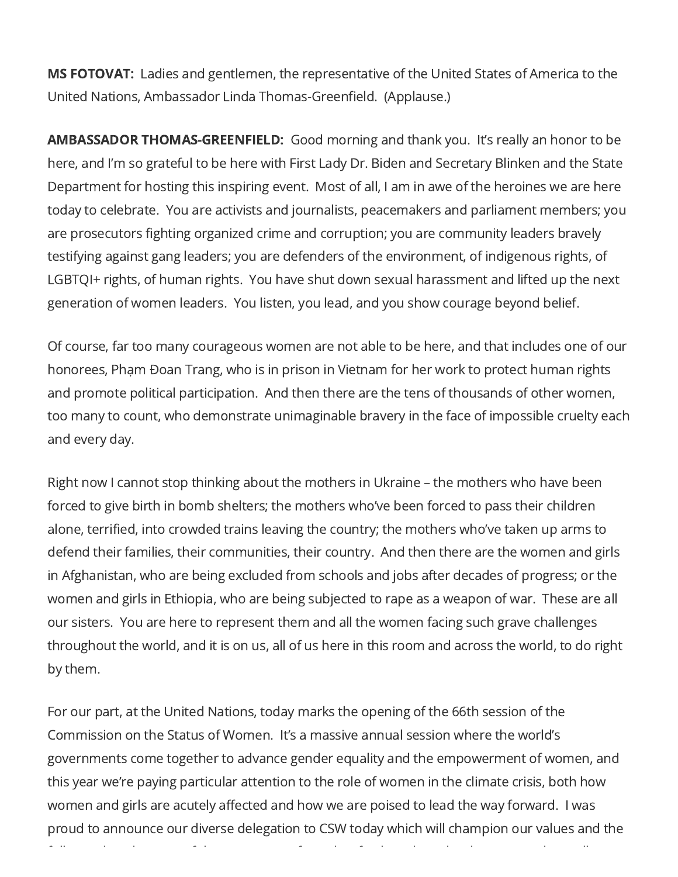**MS FOTOVAT:** Ladies and gentlemen, the representative of the United States of America to the United Nations, Ambassador Linda Thomas-Greenfield. (Applause.)

**AMBASSADOR THOMAS-GREENFIELD:** Good morning and thank you. It's really an honor to be here, and I'm so grateful to be here with First Lady Dr. Biden and Secretary Blinken and the State Department for hosting this inspiring event. Most of all, I am in awe of the heroines we are here today to celebrate. You are activists and journalists, peacemakers and parliament members; you are prosecutors fighting organized crime and corruption; you are community leaders bravely testifying against gang leaders; you are defenders of the environment, of indigenous rights, of LGBTQI+ rights, of human rights. You have shut down sexual harassment and lifted up the next generation of women leaders. You listen, you lead, and you show courage beyond belief.

Of course, far too many courageous women are not able to be here, and that includes one of our honorees, Phạm Đoan Trang, who is in prison in Vietnam for her work to protect human rights and promote political participation. And then there are the tens of thousands of other women, too many to count, who demonstrate unimaginable bravery in the face of impossible cruelty each and every day.

Right now I cannot stop thinking about the mothers in Ukraine – the mothers who have been forced to give birth in bomb shelters; the mothers who've been forced to pass their children alone, terrified, into crowded trains leaving the country; the mothers who've taken up arms to defend their families, their communities, their country. And then there are the women and girls in Afghanistan, who are being excluded from schools and jobs after decades of progress; or the women and girls in Ethiopia, who are being subjected to rape as a weapon of war. These are all our sisters. You are here to represent them and all the women facing such grave challenges throughout the world, and it is on us, all of us here in this room and across the world, to do right by them.

For our part, at the United Nations, today marks the opening of the 66th session of the Commission on the Status of Women. It's a massive annual session where the world's governments come together to advance gender equality and the empowerment of women, and this year we're paying particular attention to the role of women in the climate crisis, both how women and girls are acutely affected and how we are poised to lead the way forward. I was proud to announce our diverse delegation to CSW today which will champion our values and the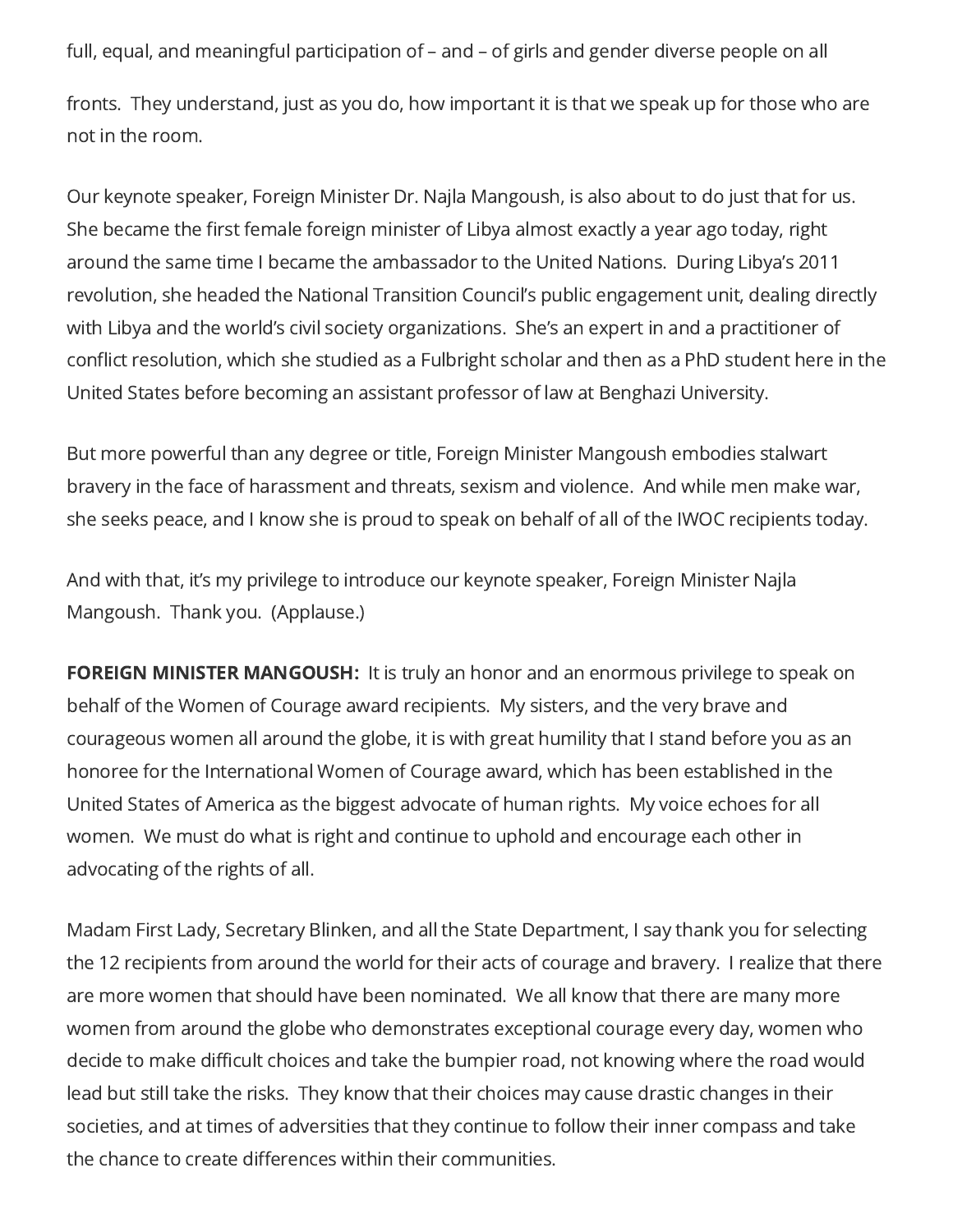full, equal, and meaningful participation of – and – of girls and gender diverse people on all fronts. They understand, just as you do, how important it is that we speak up for those who are not in the room.

Our keynote speaker, Foreign Minister Dr. Najla Mangoush, is also about to do just that for us. She became the first female foreign minister of Libya almost exactly a year ago today, right around the same time I became the ambassador to the United Nations. During Libya's 2011 revolution, she headed the National Transition Council's public engagement unit, dealing directly with Libya and the world's civil society organizations. She's an expert in and a practitioner of conflict resolution, which she studied as a Fulbright scholar and then as a PhD student here in the United States before becoming an assistant professor of law at Benghazi University.

But more powerful than any degree or title, Foreign Minister Mangoush embodies stalwart bravery in the face of harassment and threats, sexism and violence. And while men make war, she seeks peace, and I know she is proud to speak on behalf of all of the IWOC recipients today.

And with that, it's my privilege to introduce our keynote speaker, Foreign Minister Najla Mangoush. Thank you. (Applause.)

**FOREIGN MINISTER MANGOUSH:** It is truly an honor and an enormous privilege to speak on behalf of the Women of Courage award recipients. My sisters, and the very brave and courageous women all around the globe, it is with great humility that I stand before you as an honoree for the International Women of Courage award, which has been established in the United States of America as the biggest advocate of human rights. My voice echoes for all women. We must do what is right and continue to uphold and encourage each other in advocating of the rights of all.

Madam First Lady, Secretary Blinken, and all the State Department, I say thank you for selecting the 12 recipients from around the world for their acts of courage and bravery. I realize that there are more women that should have been nominated. We all know that there are many more women from around the globe who demonstrates exceptional courage every day, women who decide to make difficult choices and take the bumpier road, not knowing where the road would lead but still take the risks. They know that their choices may cause drastic changes in their societies, and at times of adversities that they continue to follow their inner compass and take the chance to create differences within their communities.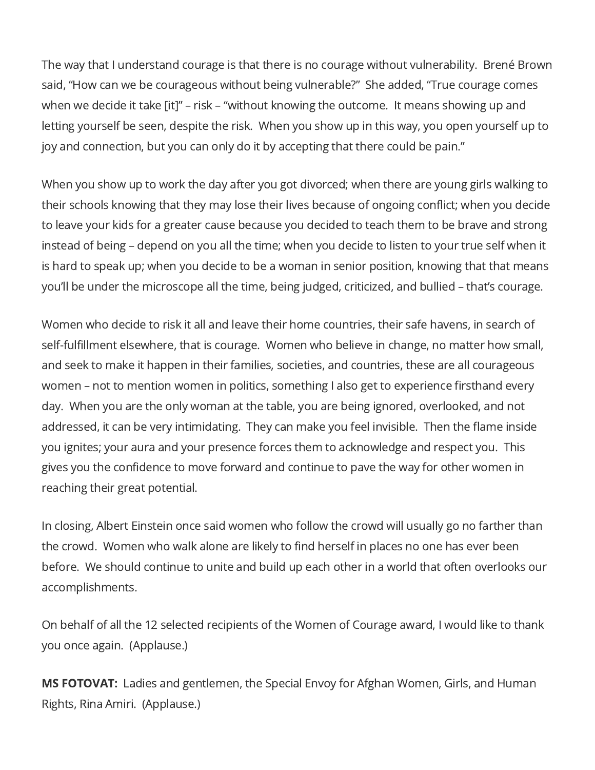The way that I understand courage is that there is no courage without vulnerability. Brené Brown said, "How can we be courageous without being vulnerable?" She added, "True courage comes when we decide it take [it]" – risk – "without knowing the outcome. It means showing up and letting yourself be seen, despite the risk. When you show up in this way, you open yourself up to joy and connection, but you can only do it by accepting that there could be pain."

When you show up to work the day after you got divorced; when there are young girls walking to their schools knowing that they may lose their lives because of ongoing conflict; when you decide to leave your kids for a greater cause because you decided to teach them to be brave and strong instead of being – depend on you all the time; when you decide to listen to your true self when it is hard to speak up; when you decide to be a woman in senior position, knowing that that means you'll be under the microscope all the time, being judged, criticized, and bullied – that's courage.

Women who decide to risk it all and leave their home countries, their safe havens, in search of self-fulfillment elsewhere, that is courage. Women who believe in change, no matter how small, and seek to make it happen in their families, societies, and countries, these are all courageous women – not to mention women in politics, something I also get to experience firsthand every day. When you are the only woman at the table, you are being ignored, overlooked, and not addressed, it can be very intimidating. They can make you feel invisible. Then the flame inside you ignites; your aura and your presence forces them to acknowledge and respect you. This gives you the confidence to move forward and continue to pave the way for other women in reaching their great potential.

In closing, Albert Einstein once said women who follow the crowd will usually go no farther than the crowd. Women who walk alone are likely to find herself in places no one has ever been before. We should continue to unite and build up each other in a world that often overlooks our accomplishments.

On behalf of all the 12 selected recipients of the Women of Courage award, I would like to thank you once again. (Applause.)

**MS FOTOVAT:** Ladies and gentlemen, the Special Envoy for Afghan Women, Girls, and Human Rights, Rina Amiri. (Applause.)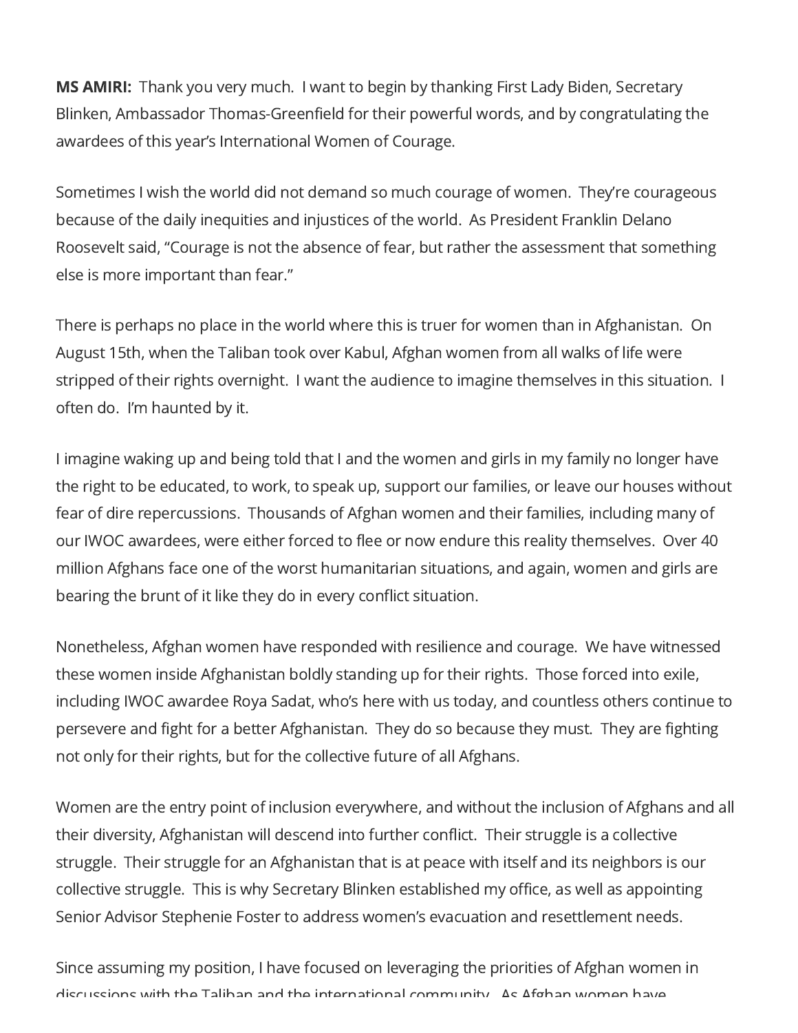**MS AMIRI:** Thank you very much. I want to begin by thanking First Lady Biden, Secretary Blinken, Ambassador Thomas-Greenfield for their powerful words, and by congratulating the awardees of this year's International Women of Courage.

Sometimes I wish the world did not demand so much courage of women. They're courageous because of the daily inequities and injustices of the world. As President Franklin Delano Roosevelt said, "Courage is not the absence of fear, but rather the assessment that something else is more important than fear."

There is perhaps no place in the world where this is truer for women than in Afghanistan. On August 15th, when the Taliban took over Kabul, Afghan women from all walks of life were stripped of their rights overnight. I want the audience to imagine themselves in this situation. I often do. I'm haunted by it.

I imagine waking up and being told that I and the women and girls in my family no longer have the right to be educated, to work, to speak up, support our families, or leave our houses without fear of dire repercussions. Thousands of Afghan women and their families, including many of our IWOC awardees, were either forced to flee or now endure this reality themselves. Over 40 million Afghans face one of the worst humanitarian situations, and again, women and girls are bearing the brunt of it like they do in every conflict situation.

Nonetheless, Afghan women have responded with resilience and courage. We have witnessed these women inside Afghanistan boldly standing up for their rights. Those forced into exile, including IWOC awardee Roya Sadat, who's here with us today, and countless others continue to persevere and fight for a better Afghanistan. They do so because they must. They are fighting not only for their rights, but for the collective future of all Afghans.

Women are the entry point of inclusion everywhere, and without the inclusion of Afghans and all their diversity, Afghanistan will descend into further conflict. Their struggle is a collective struggle. Their struggle for an Afghanistan that is at peace with itself and its neighbors is our collective struggle. This is why Secretary Blinken established my office, as well as appointing Senior Advisor Stephenie Foster to address women's evacuation and resettlement needs.

Since assuming my position, I have focused on leveraging the priorities of Afghan women in discussions with the Taliban and the international community. As Afghan women have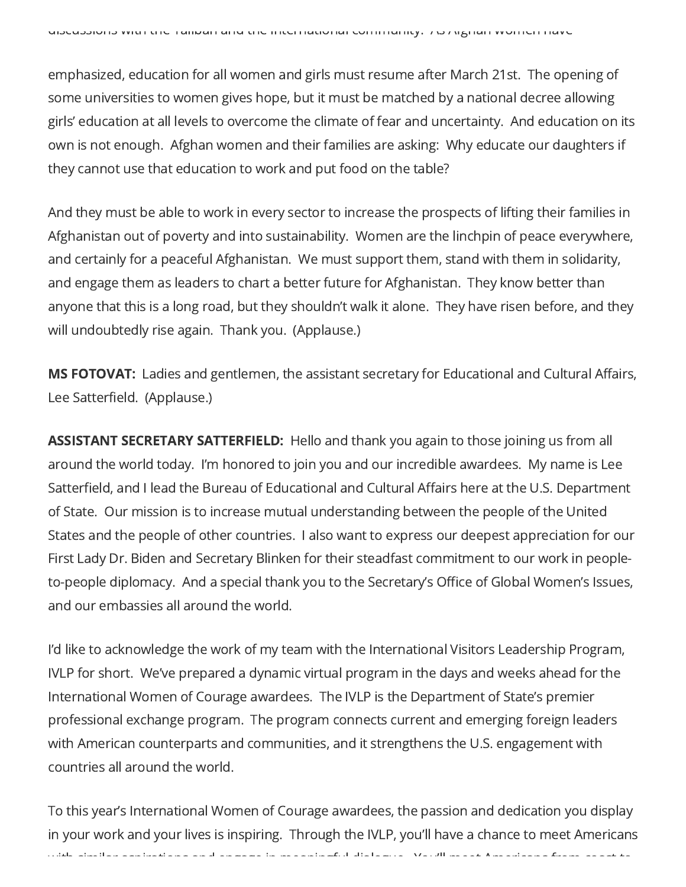emphasized, education for all women and girls must resume after March 21st. The opening of some universities to women gives hope, but it must be matched by a national decree allowing girls' education at all levels to overcome the climate of fear and uncertainty. And education on its own is not enough. Afghan women and their families are asking: Why educate our daughters if they cannot use that education to work and put food on the table?

And they must be able to work in every sector to increase the prospects of lifting their families in Afghanistan out of poverty and into sustainability. Women are the linchpin of peace everywhere, and certainly for a peaceful Afghanistan. We must support them, stand with them in solidarity, and engage them as leaders to chart a better future for Afghanistan. They know better than anyone that this is a long road, but they shouldn't walk it alone. They have risen before, and they will undoubtedly rise again. Thank you. (Applause.)

**MS FOTOVAT:** Ladies and gentlemen, the assistant secretary for Educational and Cultural Affairs, Lee Satterfield. (Applause.)

**ASSISTANT SECRETARY SATTERFIELD:** Hello and thank you again to those joining us from all around the world today. I'm honored to join you and our incredible awardees. My name is Lee Satterfield, and I lead the Bureau of Educational and Cultural Affairs here at the U.S. Department of State. Our mission is to increase mutual understanding between the people of the United States and the people of other countries. I also want to express our deepest appreciation for our First Lady Dr. Biden and Secretary Blinken for their steadfast commitment to our work in people-to-people diplomacy. And a special thank you to the Secretary's Office of Global Women's Issues, and our embassies all around the world.

I'd like to acknowledge the work of my team with the International Visitors Leadership Program, IVLP for short. We've prepared a dynamic virtual program in the days and weeks ahead for the International Women of Courage awardees. The IVLP is the Department of State's premier professional exchange program. The program connects current and emerging foreign leaders with American counterparts and communities, and it strengthens the U.S. engagement with countries all around the world.

To this year's International Women of Courage awardees, the passion and dedication you display in your work and your lives is inspiring. Through the IVLP, you'll have a chance to meet Americans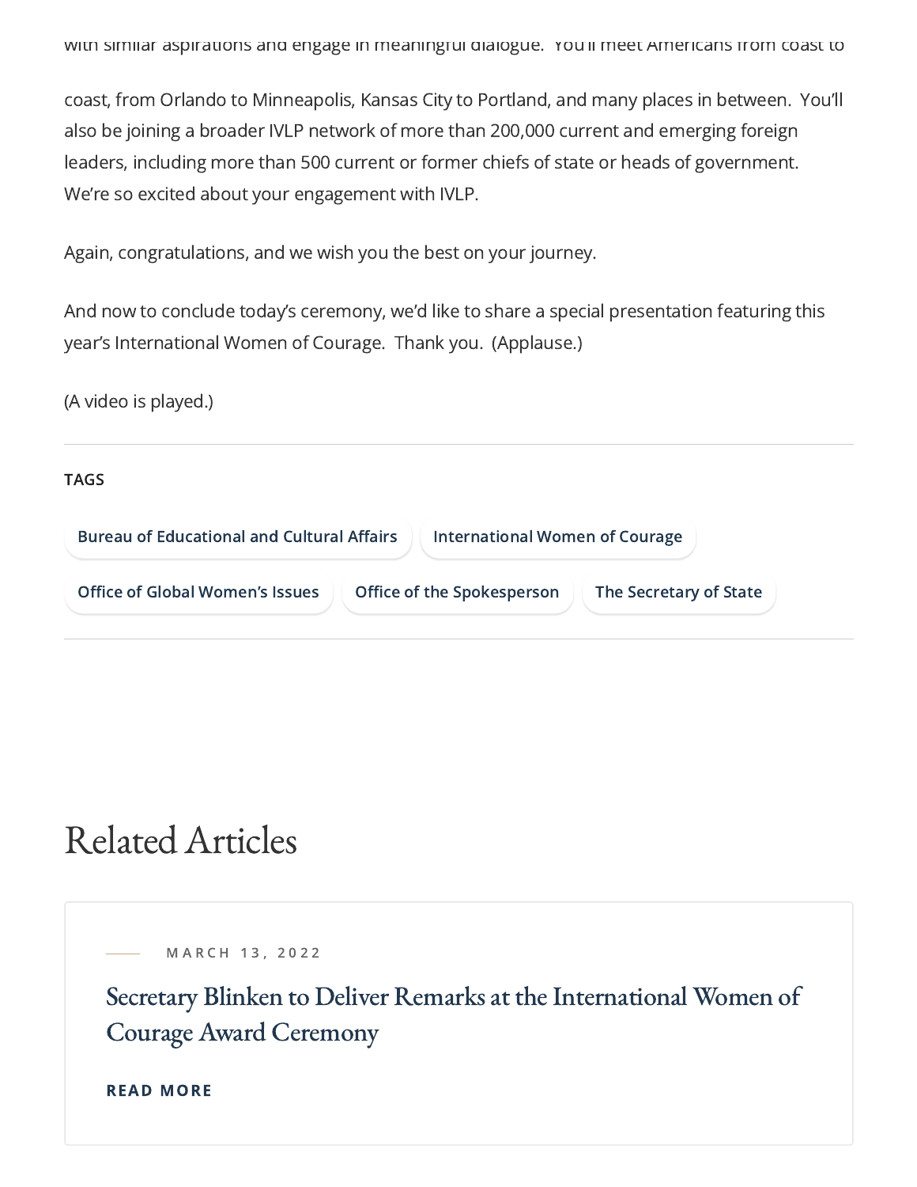with similar aspirations and engage in meaningful dialogue. You'll meet Americans from coast to coast, from Orlando to Minneapolis, Kansas City to Portland, and many places in between. You'll also be joining a broader IVLP network of more than 200,000 current and emerging foreign leaders, including more than 500 current or former chiefs of state or heads of government. We're so excited about your engagement with IVLP.

Again, congratulations, and we wish you the best on your journey.

And now to conclude today's ceremony, we'd like to share a special presentation featuring this year's International Women of Courage. Thank you. (Applause.)

(A video is played.)

---

**TAGS**

Bureau of Educational and Cultural Affairs | International Women of Courage | Office of Global Women's Issues | Office of the Spokesperson | The Secretary of State

---

# Related Articles

MARCH 13, 2022

## Secretary Blinken to Deliver Remarks at the International Women of Courage Award Ceremony

**READ MORE**